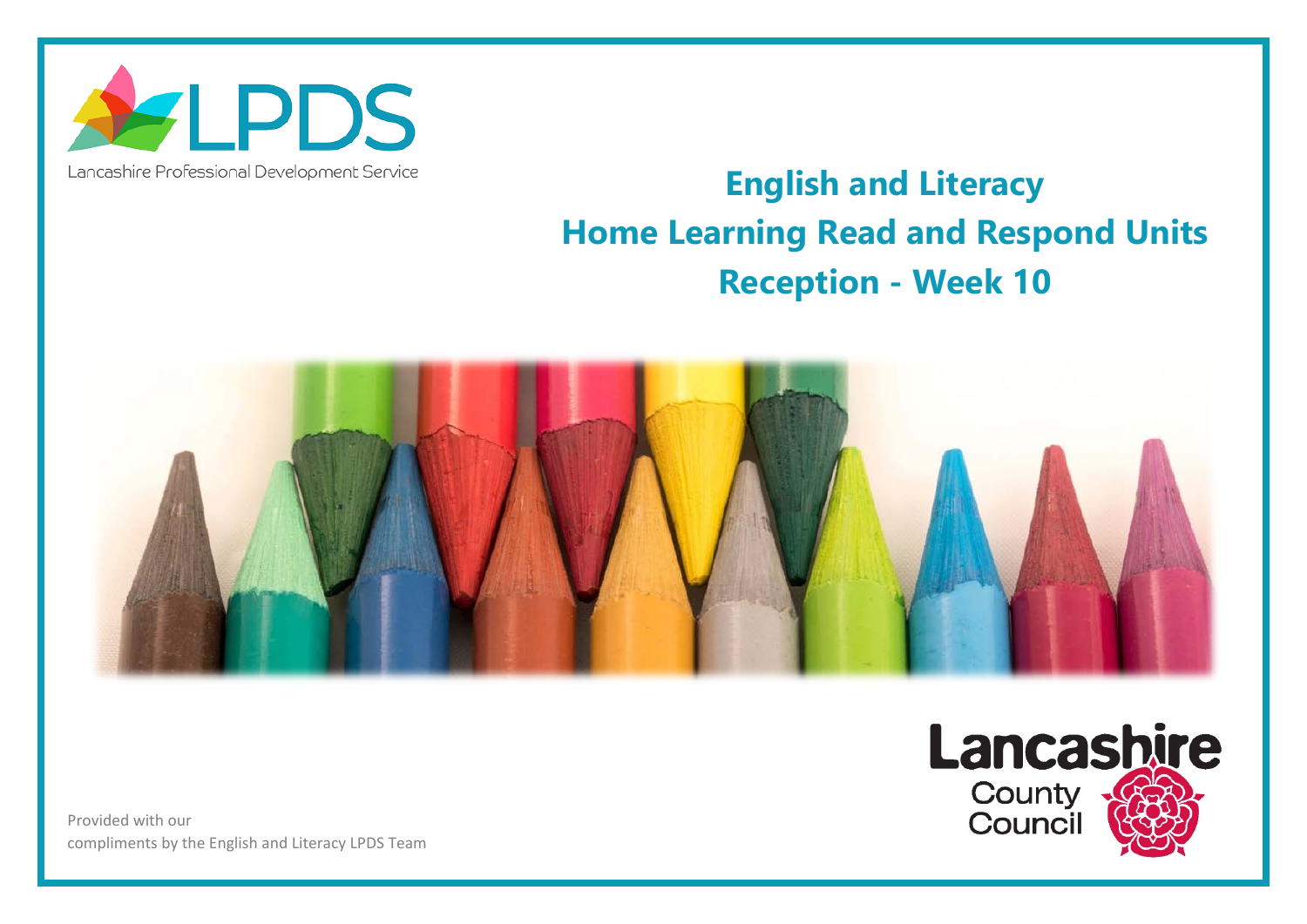LPDS

Lancashire Professional Development Service

# English and Literacy
# Home Learning Read and Respond Units
# Reception - Week 10

Lancashire County Council

Provided with our compliments by the English and Literacy LPDS Team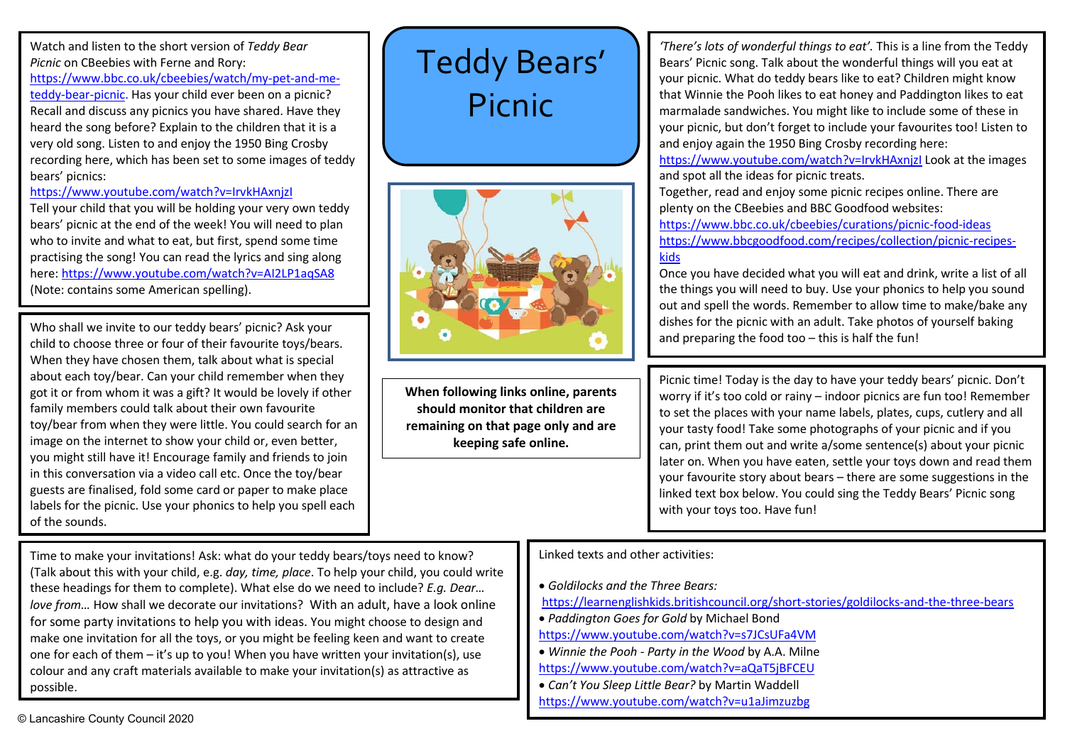# Teddy Bears' Picnic

Watch and listen to the short version of *Teddy Bear Picnic* on CBeebies with Ferne and Rory: https://www.bbc.co.uk/cbeebies/watch/my-pet-and-me-teddy-bear-picnic. Has your child ever been on a picnic? Recall and discuss any picnics you have shared. Have they heard the song before? Explain to the children that it is a very old song. Listen to and enjoy the 1950 Bing Crosby recording here, which has been set to some images of teddy bears' picnics:
https://www.youtube.com/watch?v=IrvkHAxnjzI
Tell your child that you will be holding your very own teddy bears' picnic at the end of the week! You will need to plan who to invite and what to eat, but first, spend some time practising the song! You can read the lyrics and sing along here: https://www.youtube.com/watch?v=AI2LP1aqSA8 (Note: contains some American spelling).

Who shall we invite to our teddy bears' picnic? Ask your child to choose three or four of their favourite toys/bears. When they have chosen them, talk about what is special about each toy/bear. Can your child remember when they got it or from whom it was a gift? It would be lovely if other family members could talk about their own favourite toy/bear from when they were little. You could search for an image on the internet to show your child or, even better, you might still have it! Encourage family and friends to join in this conversation via a video call etc. Once the toy/bear guests are finalised, fold some card or paper to make place labels for the picnic. Use your phonics to help you spell each of the sounds.

**When following links online, parents should monitor that children are remaining on that page only and are keeping safe online.**

*'There's lots of wonderful things to eat'*. This is a line from the Teddy Bears' Picnic song. Talk about the wonderful things will you eat at your picnic. What do teddy bears like to eat? Children might know that Winnie the Pooh likes to eat honey and Paddington likes to eat marmalade sandwiches. You might like to include some of these in your picnic, but don't forget to include your favourites too! Listen to and enjoy again the 1950 Bing Crosby recording here:
https://www.youtube.com/watch?v=IrvkHAxnjzI Look at the images and spot all the ideas for picnic treats.
Together, read and enjoy some picnic recipes online. There are plenty on the CBeebies and BBC Goodfood websites:
https://www.bbc.co.uk/cbeebies/curations/picnic-food-ideas
https://www.bbcgoodfood.com/recipes/collection/picnic-recipes-kids
Once you have decided what you will eat and drink, write a list of all the things you will need to buy. Use your phonics to help you sound out and spell the words. Remember to allow time to make/bake any dishes for the picnic with an adult. Take photos of yourself baking and preparing the food too – this is half the fun!

Picnic time! Today is the day to have your teddy bears' picnic. Don't worry if it's too cold or rainy – indoor picnics are fun too! Remember to set the places with your name labels, plates, cups, cutlery and all your tasty food! Take some photographs of your picnic and if you can, print them out and write a/some sentence(s) about your picnic later on. When you have eaten, settle your toys down and read them your favourite story about bears – there are some suggestions in the linked text box below. You could sing the Teddy Bears' Picnic song with your toys too. Have fun!

Time to make your invitations! Ask: what do your teddy bears/toys need to know? (Talk about this with your child, e.g. *day, time, place*. To help your child, you could write these headings for them to complete). What else do we need to include? *E.g. Dear… love from…* How shall we decorate our invitations? With an adult, have a look online for some party invitations to help you with ideas. You might choose to design and make one invitation for all the toys, or you might be feeling keen and want to create one for each of them – it's up to you! When you have written your invitation(s), use colour and any craft materials available to make your invitation(s) as attractive as possible.

Linked texts and other activities:

- *Goldilocks and the Three Bears:* https://learnenglishkids.britishcouncil.org/short-stories/goldilocks-and-the-three-bears
- *Paddington Goes for Gold* by Michael Bond https://www.youtube.com/watch?v=s7JCsUFa4VM
- *Winnie the Pooh - Party in the Wood* by A.A. Milne https://www.youtube.com/watch?v=aQaT5jBFCEU
- *Can't You Sleep Little Bear?* by Martin Waddell https://www.youtube.com/watch?v=u1aJimzuzbg

© Lancashire County Council 2020